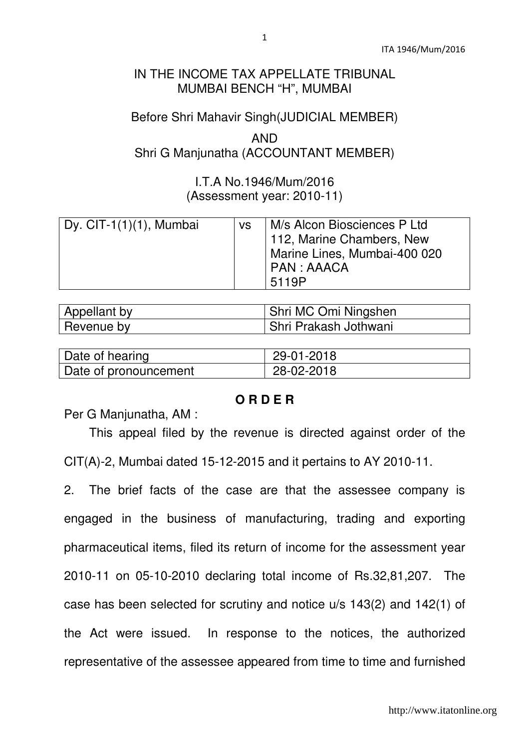IN THE INCOME TAX APPELLATE TRIBUNAL
MUMBAI BENCH "H", MUMBAI

Before Shri Mahavir Singh(JUDICIAL MEMBER)

AND

Shri G Manjunatha (ACCOUNTANT MEMBER)

I.T.A No.1946/Mum/2016
(Assessment year: 2010-11)

| Dy. CIT-1(1)(1), Mumbai | vs | M/s Alcon Biosciences P Ltd 112, Marine Chambers, New Marine Lines, Mumbai-400 020 PAN : AAACA 5119P |
|---|---|---|

| Appellant by | Shri MC Omi Ningshen |
|---|---|
| Revenue by | Shri Prakash Jothwani |

| Date of hearing | 29-01-2018 |
|---|---|
| Date of pronouncement | 28-02-2018 |

**O R D E R**

Per G Manjunatha, AM :

This appeal filed by the revenue is directed against order of the CIT(A)-2, Mumbai dated 15-12-2015 and it pertains to AY 2010-11.

2. The brief facts of the case are that the assessee company is engaged in the business of manufacturing, trading and exporting pharmaceutical items, filed its return of income for the assessment year 2010-11 on 05-10-2010 declaring total income of Rs.32,81,207. The case has been selected for scrutiny and notice u/s 143(2) and 142(1) of the Act were issued. In response to the notices, the authorized representative of the assessee appeared from time to time and furnished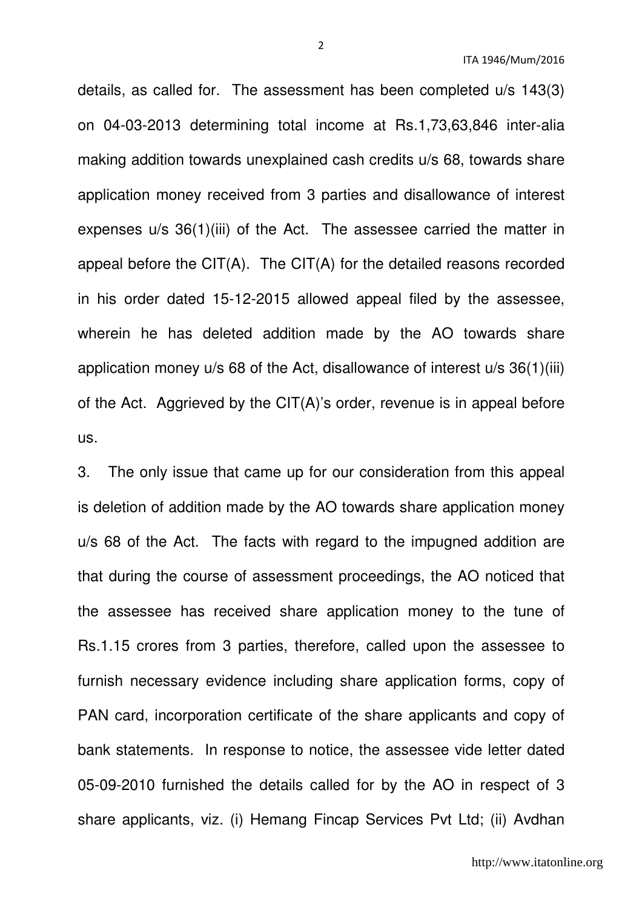details, as called for. The assessment has been completed u/s 143(3) on 04-03-2013 determining total income at Rs.1,73,63,846 inter-alia making addition towards unexplained cash credits u/s 68, towards share application money received from 3 parties and disallowance of interest expenses u/s 36(1)(iii) of the Act. The assessee carried the matter in appeal before the CIT(A). The CIT(A) for the detailed reasons recorded in his order dated 15-12-2015 allowed appeal filed by the assessee, wherein he has deleted addition made by the AO towards share application money u/s 68 of the Act, disallowance of interest u/s 36(1)(iii) of the Act. Aggrieved by the CIT(A)'s order, revenue is in appeal before us.

3. The only issue that came up for our consideration from this appeal is deletion of addition made by the AO towards share application money u/s 68 of the Act. The facts with regard to the impugned addition are that during the course of assessment proceedings, the AO noticed that the assessee has received share application money to the tune of Rs.1.15 crores from 3 parties, therefore, called upon the assessee to furnish necessary evidence including share application forms, copy of PAN card, incorporation certificate of the share applicants and copy of bank statements. In response to notice, the assessee vide letter dated 05-09-2010 furnished the details called for by the AO in respect of 3 share applicants, viz. (i) Hemang Fincap Services Pvt Ltd; (ii) Avdhan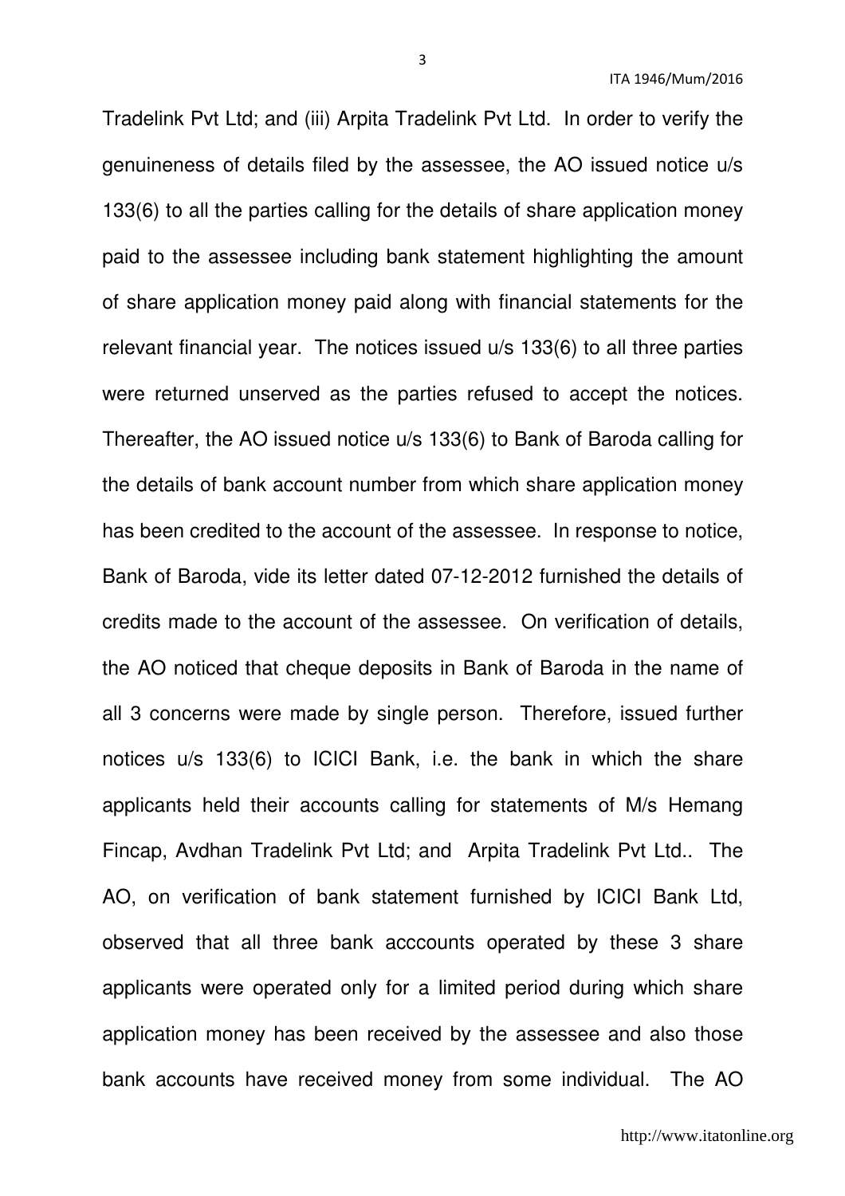Tradelink Pvt Ltd; and (iii) Arpita Tradelink Pvt Ltd. In order to verify the genuineness of details filed by the assessee, the AO issued notice u/s 133(6) to all the parties calling for the details of share application money paid to the assessee including bank statement highlighting the amount of share application money paid along with financial statements for the relevant financial year. The notices issued u/s 133(6) to all three parties were returned unserved as the parties refused to accept the notices. Thereafter, the AO issued notice u/s 133(6) to Bank of Baroda calling for the details of bank account number from which share application money has been credited to the account of the assessee. In response to notice, Bank of Baroda, vide its letter dated 07-12-2012 furnished the details of credits made to the account of the assessee. On verification of details, the AO noticed that cheque deposits in Bank of Baroda in the name of all 3 concerns were made by single person. Therefore, issued further notices u/s 133(6) to ICICI Bank, i.e. the bank in which the share applicants held their accounts calling for statements of M/s Hemang Fincap, Avdhan Tradelink Pvt Ltd; and Arpita Tradelink Pvt Ltd.. The AO, on verification of bank statement furnished by ICICI Bank Ltd, observed that all three bank acccounts operated by these 3 share applicants were operated only for a limited period during which share application money has been received by the assessee and also those bank accounts have received money from some individual. The AO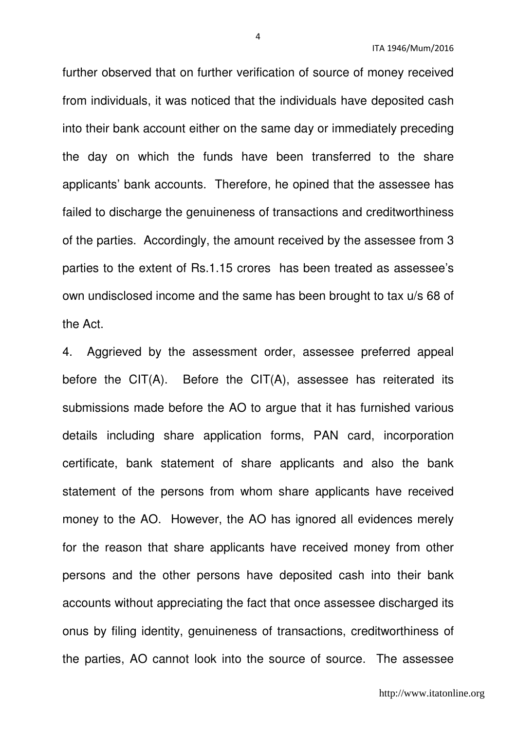further observed that on further verification of source of money received from individuals, it was noticed that the individuals have deposited cash into their bank account either on the same day or immediately preceding the day on which the funds have been transferred to the share applicants' bank accounts. Therefore, he opined that the assessee has failed to discharge the genuineness of transactions and creditworthiness of the parties. Accordingly, the amount received by the assessee from 3 parties to the extent of Rs.1.15 crores has been treated as assessee's own undisclosed income and the same has been brought to tax u/s 68 of the Act.

4. Aggrieved by the assessment order, assessee preferred appeal before the CIT(A). Before the CIT(A), assessee has reiterated its submissions made before the AO to argue that it has furnished various details including share application forms, PAN card, incorporation certificate, bank statement of share applicants and also the bank statement of the persons from whom share applicants have received money to the AO. However, the AO has ignored all evidences merely for the reason that share applicants have received money from other persons and the other persons have deposited cash into their bank accounts without appreciating the fact that once assessee discharged its onus by filing identity, genuineness of transactions, creditworthiness of the parties, AO cannot look into the source of source. The assessee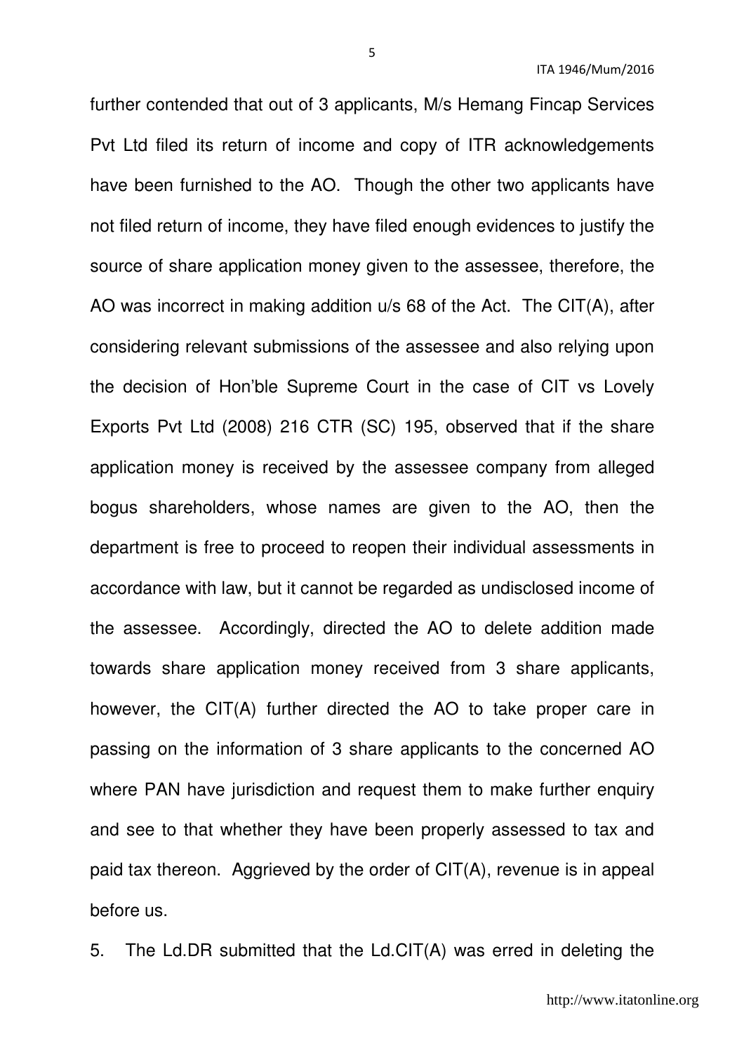further contended that out of 3 applicants, M/s Hemang Fincap Services Pvt Ltd filed its return of income and copy of ITR acknowledgements have been furnished to the AO. Though the other two applicants have not filed return of income, they have filed enough evidences to justify the source of share application money given to the assessee, therefore, the AO was incorrect in making addition u/s 68 of the Act. The CIT(A), after considering relevant submissions of the assessee and also relying upon the decision of Hon'ble Supreme Court in the case of CIT vs Lovely Exports Pvt Ltd (2008) 216 CTR (SC) 195, observed that if the share application money is received by the assessee company from alleged bogus shareholders, whose names are given to the AO, then the department is free to proceed to reopen their individual assessments in accordance with law, but it cannot be regarded as undisclosed income of the assessee. Accordingly, directed the AO to delete addition made towards share application money received from 3 share applicants, however, the CIT(A) further directed the AO to take proper care in passing on the information of 3 share applicants to the concerned AO where PAN have jurisdiction and request them to make further enquiry and see to that whether they have been properly assessed to tax and paid tax thereon. Aggrieved by the order of CIT(A), revenue is in appeal before us.

5. The Ld.DR submitted that the Ld.CIT(A) was erred in deleting the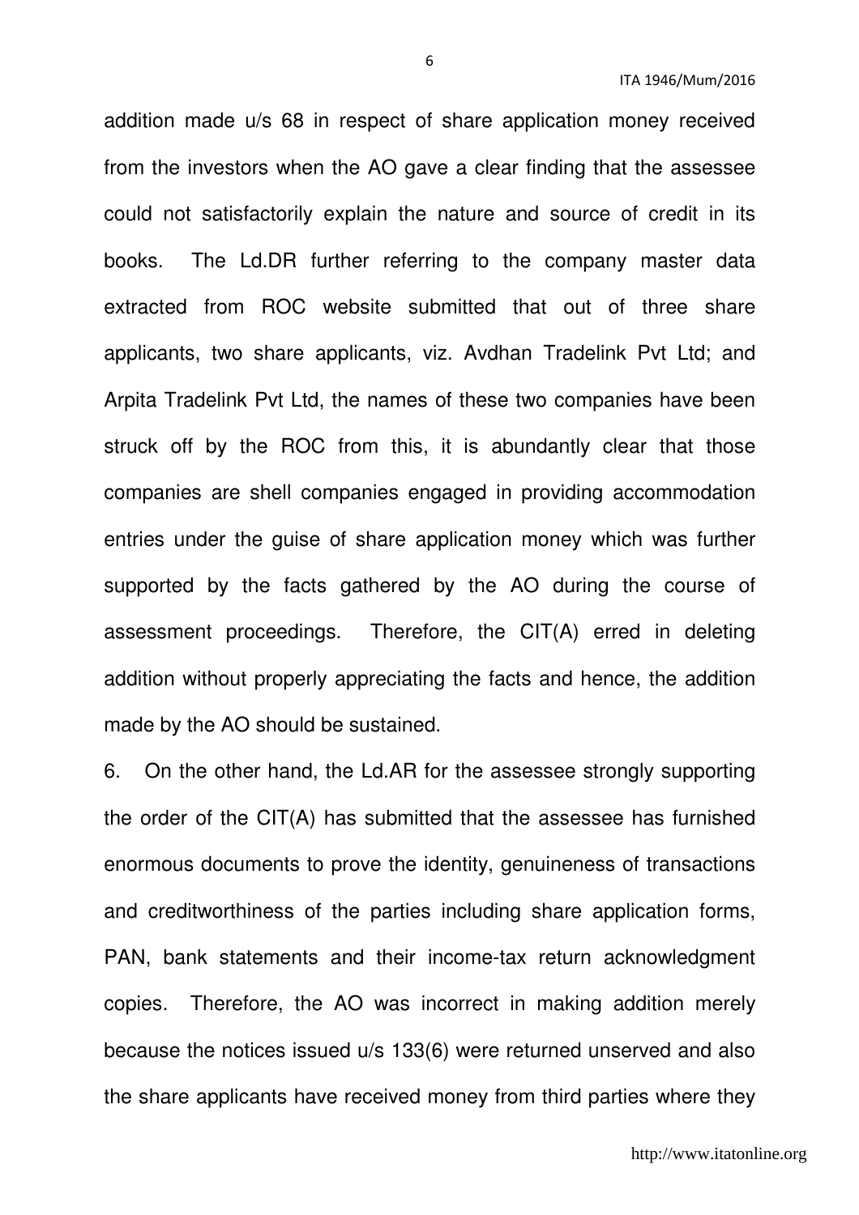addition made u/s 68 in respect of share application money received from the investors when the AO gave a clear finding that the assessee could not satisfactorily explain the nature and source of credit in its books. The Ld.DR further referring to the company master data extracted from ROC website submitted that out of three share applicants, two share applicants, viz. Avdhan Tradelink Pvt Ltd; and Arpita Tradelink Pvt Ltd, the names of these two companies have been struck off by the ROC from this, it is abundantly clear that those companies are shell companies engaged in providing accommodation entries under the guise of share application money which was further supported by the facts gathered by the AO during the course of assessment proceedings. Therefore, the CIT(A) erred in deleting addition without properly appreciating the facts and hence, the addition made by the AO should be sustained.

6. On the other hand, the Ld.AR for the assessee strongly supporting the order of the CIT(A) has submitted that the assessee has furnished enormous documents to prove the identity, genuineness of transactions and creditworthiness of the parties including share application forms, PAN, bank statements and their income-tax return acknowledgment copies. Therefore, the AO was incorrect in making addition merely because the notices issued u/s 133(6) were returned unserved and also the share applicants have received money from third parties where they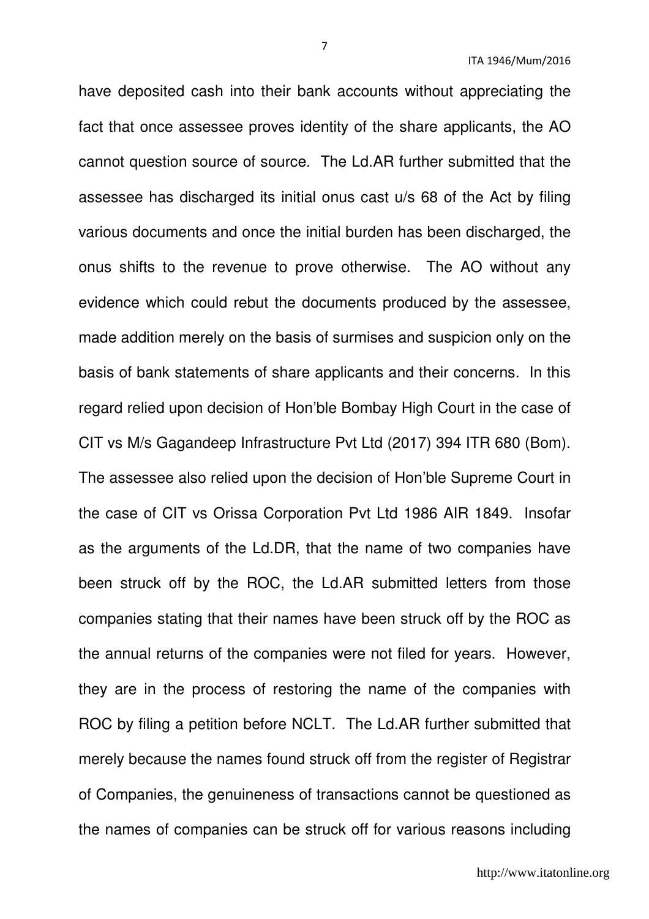have deposited cash into their bank accounts without appreciating the fact that once assessee proves identity of the share applicants, the AO cannot question source of source. The Ld.AR further submitted that the assessee has discharged its initial onus cast u/s 68 of the Act by filing various documents and once the initial burden has been discharged, the onus shifts to the revenue to prove otherwise. The AO without any evidence which could rebut the documents produced by the assessee, made addition merely on the basis of surmises and suspicion only on the basis of bank statements of share applicants and their concerns. In this regard relied upon decision of Hon'ble Bombay High Court in the case of CIT vs M/s Gagandeep Infrastructure Pvt Ltd (2017) 394 ITR 680 (Bom). The assessee also relied upon the decision of Hon'ble Supreme Court in the case of CIT vs Orissa Corporation Pvt Ltd 1986 AIR 1849. Insofar as the arguments of the Ld.DR, that the name of two companies have been struck off by the ROC, the Ld.AR submitted letters from those companies stating that their names have been struck off by the ROC as the annual returns of the companies were not filed for years. However, they are in the process of restoring the name of the companies with ROC by filing a petition before NCLT. The Ld.AR further submitted that merely because the names found struck off from the register of Registrar of Companies, the genuineness of transactions cannot be questioned as the names of companies can be struck off for various reasons including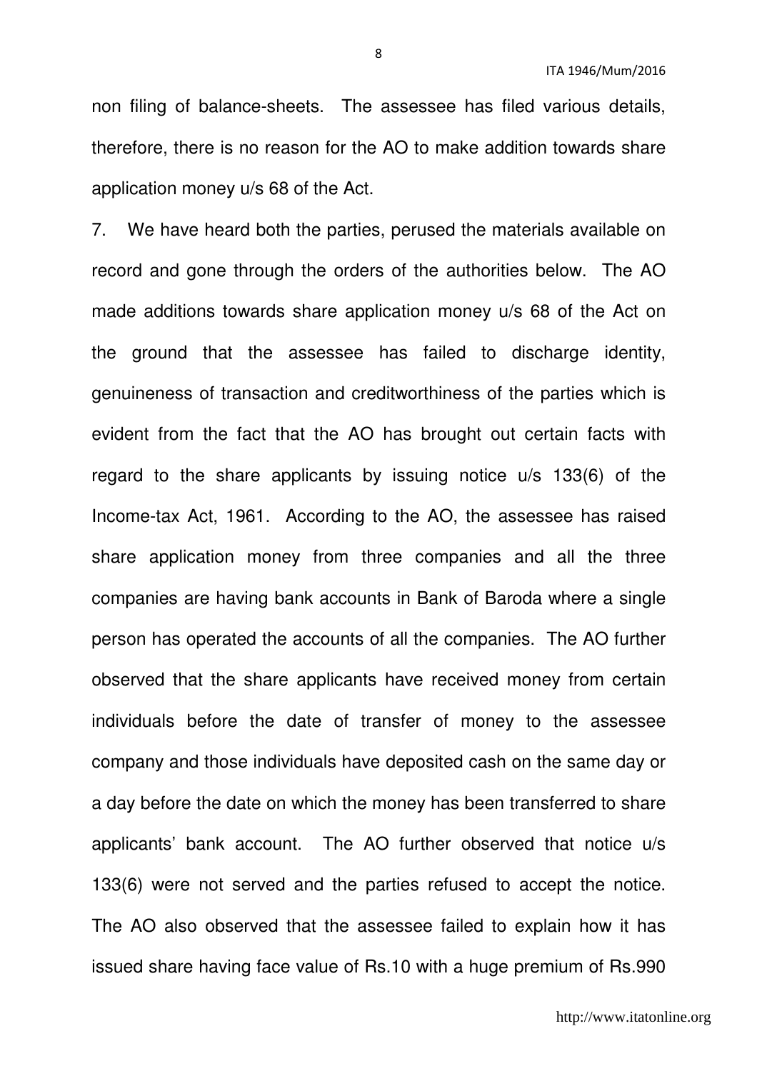non filing of balance-sheets. The assessee has filed various details, therefore, there is no reason for the AO to make addition towards share application money u/s 68 of the Act.

7. We have heard both the parties, perused the materials available on record and gone through the orders of the authorities below. The AO made additions towards share application money u/s 68 of the Act on the ground that the assessee has failed to discharge identity, genuineness of transaction and creditworthiness of the parties which is evident from the fact that the AO has brought out certain facts with regard to the share applicants by issuing notice u/s 133(6) of the Income-tax Act, 1961. According to the AO, the assessee has raised share application money from three companies and all the three companies are having bank accounts in Bank of Baroda where a single person has operated the accounts of all the companies. The AO further observed that the share applicants have received money from certain individuals before the date of transfer of money to the assessee company and those individuals have deposited cash on the same day or a day before the date on which the money has been transferred to share applicants' bank account. The AO further observed that notice u/s 133(6) were not served and the parties refused to accept the notice. The AO also observed that the assessee failed to explain how it has issued share having face value of Rs.10 with a huge premium of Rs.990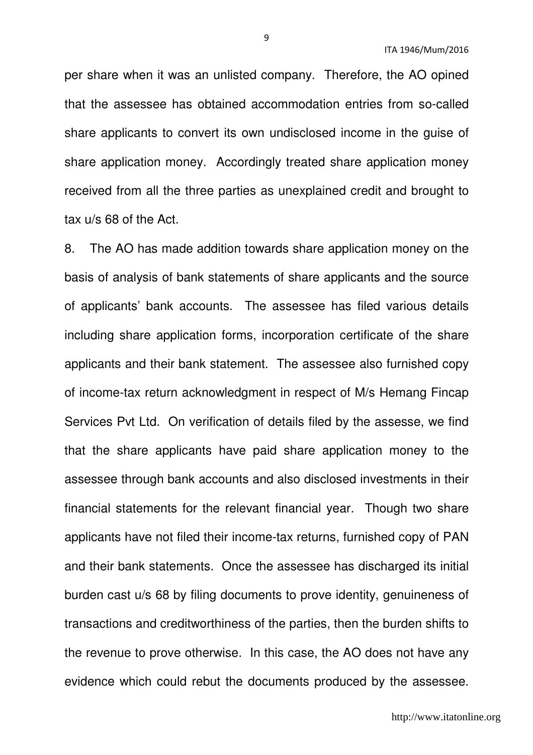per share when it was an unlisted company. Therefore, the AO opined that the assessee has obtained accommodation entries from so-called share applicants to convert its own undisclosed income in the guise of share application money. Accordingly treated share application money received from all the three parties as unexplained credit and brought to tax u/s 68 of the Act.

8. The AO has made addition towards share application money on the basis of analysis of bank statements of share applicants and the source of applicants' bank accounts. The assessee has filed various details including share application forms, incorporation certificate of the share applicants and their bank statement. The assessee also furnished copy of income-tax return acknowledgment in respect of M/s Hemang Fincap Services Pvt Ltd. On verification of details filed by the assesse, we find that the share applicants have paid share application money to the assessee through bank accounts and also disclosed investments in their financial statements for the relevant financial year. Though two share applicants have not filed their income-tax returns, furnished copy of PAN and their bank statements. Once the assessee has discharged its initial burden cast u/s 68 by filing documents to prove identity, genuineness of transactions and creditworthiness of the parties, then the burden shifts to the revenue to prove otherwise. In this case, the AO does not have any evidence which could rebut the documents produced by the assessee.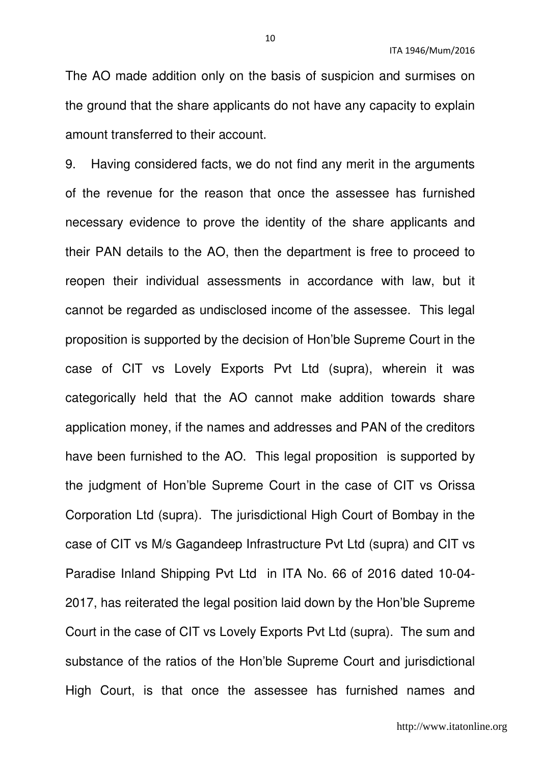The AO made addition only on the basis of suspicion and surmises on the ground that the share applicants do not have any capacity to explain amount transferred to their account.

9. Having considered facts, we do not find any merit in the arguments of the revenue for the reason that once the assessee has furnished necessary evidence to prove the identity of the share applicants and their PAN details to the AO, then the department is free to proceed to reopen their individual assessments in accordance with law, but it cannot be regarded as undisclosed income of the assessee. This legal proposition is supported by the decision of Hon'ble Supreme Court in the case of CIT vs Lovely Exports Pvt Ltd (supra), wherein it was categorically held that the AO cannot make addition towards share application money, if the names and addresses and PAN of the creditors have been furnished to the AO. This legal proposition is supported by the judgment of Hon'ble Supreme Court in the case of CIT vs Orissa Corporation Ltd (supra). The jurisdictional High Court of Bombay in the case of CIT vs M/s Gagandeep Infrastructure Pvt Ltd (supra) and CIT vs Paradise Inland Shipping Pvt Ltd in ITA No. 66 of 2016 dated 10-04-2017, has reiterated the legal position laid down by the Hon'ble Supreme Court in the case of CIT vs Lovely Exports Pvt Ltd (supra). The sum and substance of the ratios of the Hon'ble Supreme Court and jurisdictional High Court, is that once the assessee has furnished names and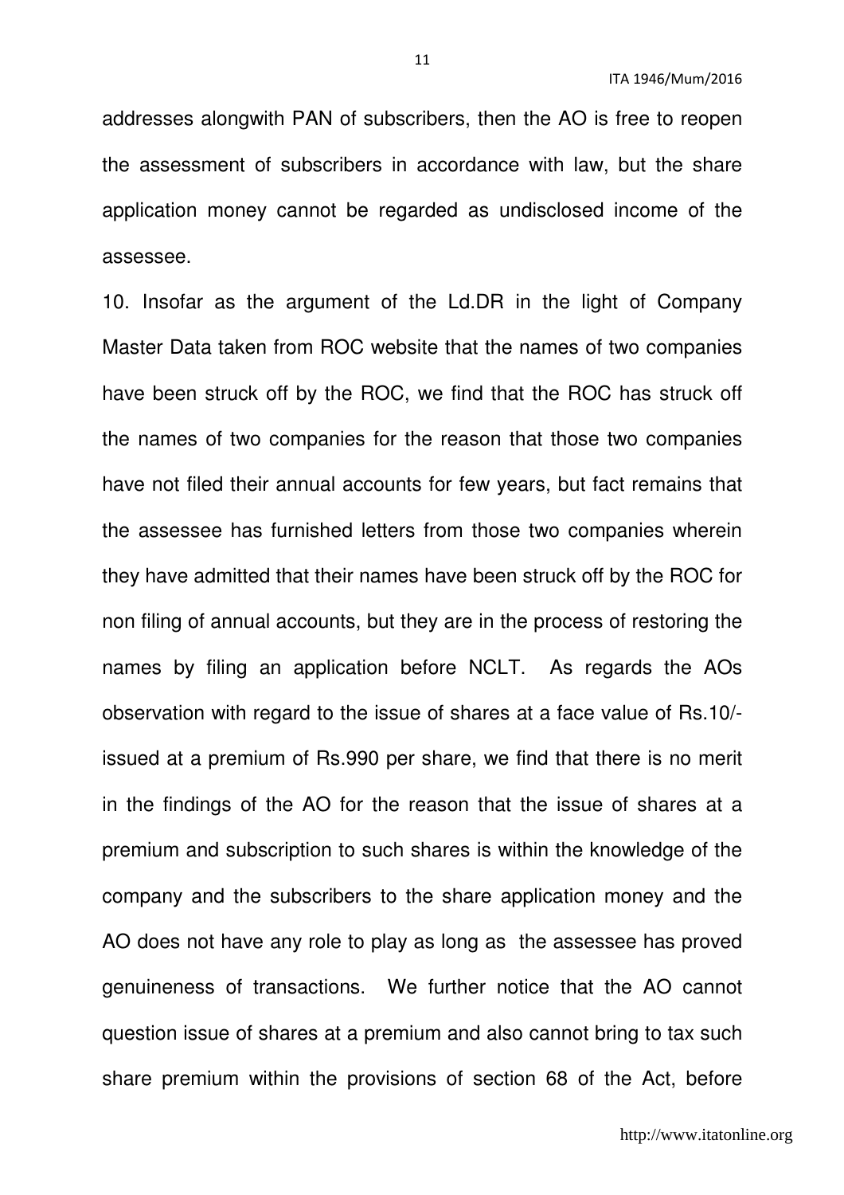addresses alongwith PAN of subscribers, then the AO is free to reopen the assessment of subscribers in accordance with law, but the share application money cannot be regarded as undisclosed income of the assessee.

10. Insofar as the argument of the Ld.DR in the light of Company Master Data taken from ROC website that the names of two companies have been struck off by the ROC, we find that the ROC has struck off the names of two companies for the reason that those two companies have not filed their annual accounts for few years, but fact remains that the assessee has furnished letters from those two companies wherein they have admitted that their names have been struck off by the ROC for non filing of annual accounts, but they are in the process of restoring the names by filing an application before NCLT. As regards the AOs observation with regard to the issue of shares at a face value of Rs.10/- issued at a premium of Rs.990 per share, we find that there is no merit in the findings of the AO for the reason that the issue of shares at a premium and subscription to such shares is within the knowledge of the company and the subscribers to the share application money and the AO does not have any role to play as long as the assessee has proved genuineness of transactions. We further notice that the AO cannot question issue of shares at a premium and also cannot bring to tax such share premium within the provisions of section 68 of the Act, before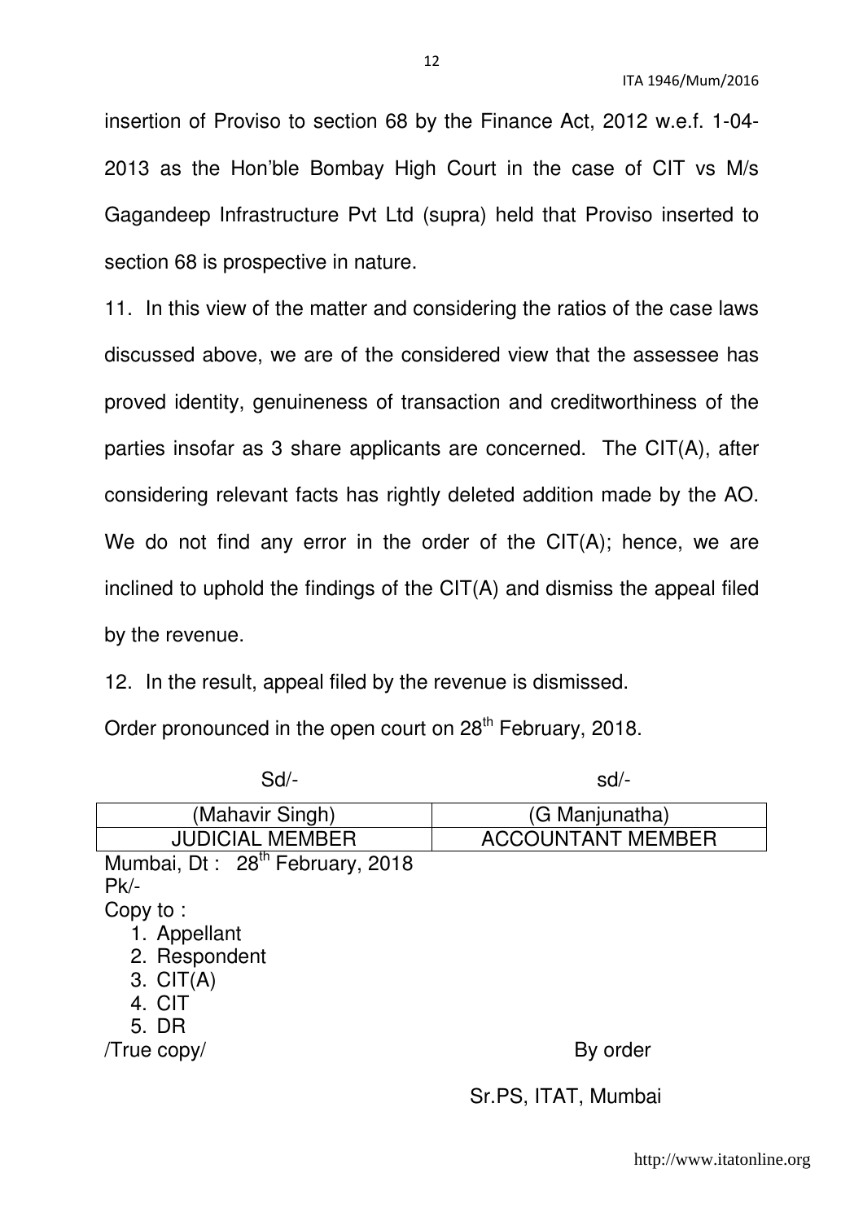insertion of Proviso to section 68 by the Finance Act, 2012 w.e.f. 1-04-2013 as the Hon'ble Bombay High Court in the case of CIT vs M/s Gagandeep Infrastructure Pvt Ltd (supra) held that Proviso inserted to section 68 is prospective in nature.

11. In this view of the matter and considering the ratios of the case laws discussed above, we are of the considered view that the assessee has proved identity, genuineness of transaction and creditworthiness of the parties insofar as 3 share applicants are concerned. The CIT(A), after considering relevant facts has rightly deleted addition made by the AO. We do not find any error in the order of the CIT(A); hence, we are inclined to uphold the findings of the CIT(A) and dismiss the appeal filed by the revenue.

12. In the result, appeal filed by the revenue is dismissed.

Order pronounced in the open court on 28th February, 2018.

| Sd/- | sd/- |
|---|---|
| (Mahavir Singh) | (G Manjunatha) |
| JUDICIAL MEMBER | ACCOUNTANT MEMBER |

Mumbai, Dt : 28th February, 2018

Pk/-

Copy to :

1. Appellant
2. Respondent
3. CIT(A)
4. CIT
5. DR

/True copy/

By order

Sr.PS, ITAT, Mumbai